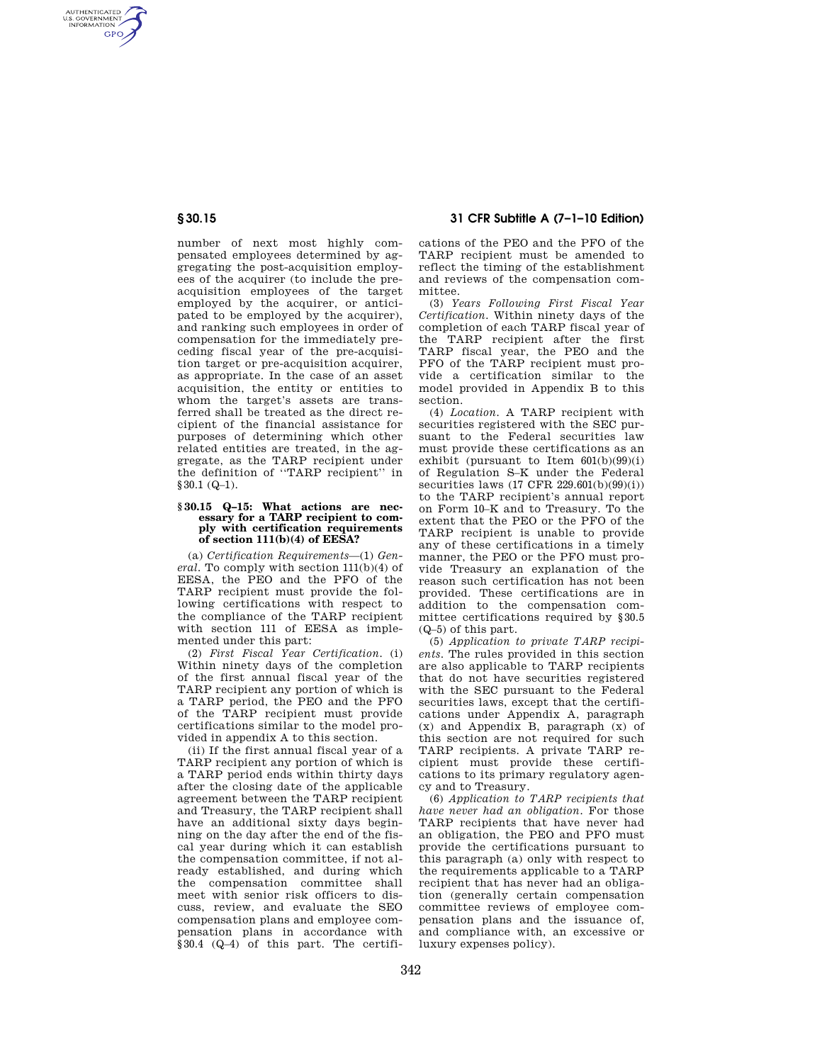number of next most highly compensated employees determined by aggregating the post-acquisition employees of the acquirer (to include the pre-acquisition employees of the target employed by the acquirer, or anticipated to be employed by the acquirer), and ranking such employees in order of compensation for the immediately preceding fiscal year of the pre-acquisition target or pre-acquisition acquirer, as appropriate. In the case of an asset acquisition, the entity or entities to whom the target's assets are transferred shall be treated as the direct recipient of the financial assistance for purposes of determining which other related entities are treated, in the aggregate, as the TARP recipient under the definition of ''TARP recipient'' in §30.1 (Q–1).

#### § 30.15 Q–15: What actions are necessary for a TARP recipient to comply with certification requirements of section 111(b)(4) of EESA?

(a) *Certification Requirements*—(1) *General.* To comply with section 111(b)(4) of EESA, the PEO and the PFO of the TARP recipient must provide the following certifications with respect to the compliance of the TARP recipient with section 111 of EESA as implemented under this part:

(2) *First Fiscal Year Certification.* (i) Within ninety days of the completion of the first annual fiscal year of the TARP recipient any portion of which is a TARP period, the PEO and the PFO of the TARP recipient must provide certifications similar to the model provided in appendix A to this section.

(ii) If the first annual fiscal year of a TARP recipient any portion of which is a TARP period ends within thirty days after the closing date of the applicable agreement between the TARP recipient and Treasury, the TARP recipient shall have an additional sixty days beginning on the day after the end of the fiscal year during which it can establish the compensation committee, if not already established, and during which the compensation committee shall meet with senior risk officers to discuss, review, and evaluate the SEO compensation plans and employee compensation plans in accordance with §30.4 (Q–4) of this part. The certifications of the PEO and the PFO of the TARP recipient must be amended to reflect the timing of the establishment and reviews of the compensation committee.

(3) *Years Following First Fiscal Year Certification.* Within ninety days of the completion of each TARP fiscal year of the TARP recipient after the first TARP fiscal year, the PEO and the PFO of the TARP recipient must provide a certification similar to the model provided in Appendix B to this section.

(4) *Location.* A TARP recipient with securities registered with the SEC pursuant to the Federal securities law must provide these certifications as an exhibit (pursuant to Item 601(b)(99)(i) of Regulation S–K under the Federal securities laws (17 CFR 229.601(b)(99)(i)) to the TARP recipient's annual report on Form 10–K and to Treasury. To the extent that the PEO or the PFO of the TARP recipient is unable to provide any of these certifications in a timely manner, the PEO or the PFO must provide Treasury an explanation of the reason such certification has not been provided. These certifications are in addition to the compensation committee certifications required by §30.5 (Q–5) of this part.

(5) *Application to private TARP recipients.* The rules provided in this section are also applicable to TARP recipients that do not have securities registered with the SEC pursuant to the Federal securities laws, except that the certifications under Appendix A, paragraph (x) and Appendix B, paragraph (x) of this section are not required for such TARP recipients. A private TARP recipient must provide these certifications to its primary regulatory agency and to Treasury.

(6) *Application to TARP recipients that have never had an obligation.* For those TARP recipients that have never had an obligation, the PEO and PFO must provide the certifications pursuant to this paragraph (a) only with respect to the requirements applicable to a TARP recipient that has never had an obligation (generally certain compensation committee reviews of employee compensation plans and the issuance of, and compliance with, an excessive or luxury expenses policy).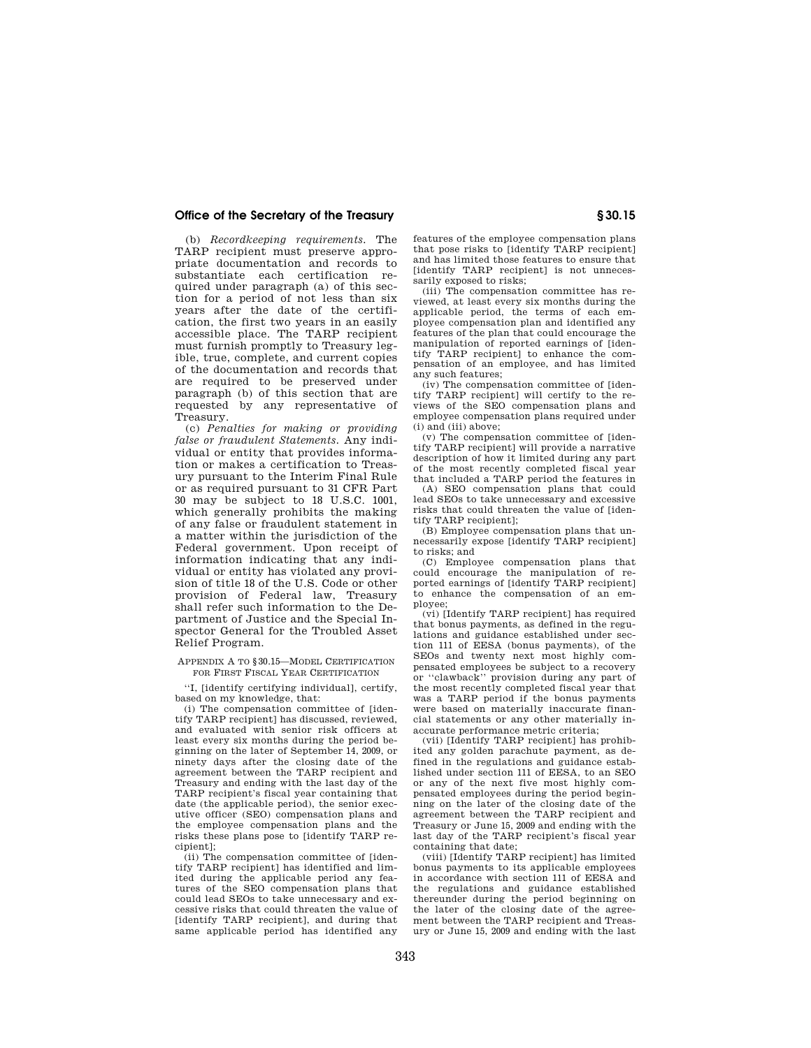(b) *Recordkeeping requirements.* The TARP recipient must preserve appropriate documentation and records to substantiate each certification required under paragraph (a) of this section for a period of not less than six years after the date of the certification, the first two years in an easily accessible place. The TARP recipient must furnish promptly to Treasury legible, true, complete, and current copies of the documentation and records that are required to be preserved under paragraph (b) of this section that are requested by any representative of Treasury.

(c) *Penalties for making or providing false or fraudulent Statements.* Any individual or entity that provides information or makes a certification to Treasury pursuant to the Interim Final Rule or as required pursuant to 31 CFR Part 30 may be subject to 18 U.S.C. 1001, which generally prohibits the making of any false or fraudulent statement in a matter within the jurisdiction of the Federal government. Upon receipt of information indicating that any individual or entity has violated any provision of title 18 of the U.S. Code or other provision of Federal law, Treasury shall refer such information to the Department of Justice and the Special Inspector General for the Troubled Asset Relief Program.

APPENDIX A TO §30.15—MODEL CERTIFICATION FOR FIRST FISCAL YEAR CERTIFICATION

"I, [identify certifying individual], certify, based on my knowledge, that:

(i) The compensation committee of [identify TARP recipient] has discussed, reviewed, and evaluated with senior risk officers at least every six months during the period beginning on the later of September 14, 2009, or ninety days after the closing date of the agreement between the TARP recipient and Treasury and ending with the last day of the TARP recipient's fiscal year containing that date (the applicable period), the senior executive officer (SEO) compensation plans and the employee compensation plans and the risks these plans pose to [identify TARP recipient];

(ii) The compensation committee of [identify TARP recipient] has identified and limited during the applicable period any features of the SEO compensation plans that could lead SEOs to take unnecessary and excessive risks that could threaten the value of [identify TARP recipient], and during that same applicable period has identified any features of the employee compensation plans that pose risks to [identify TARP recipient] and has limited those features to ensure that [identify TARP recipient] is not unnecessarily exposed to risks;

(iii) The compensation committee has reviewed, at least every six months during the applicable period, the terms of each employee compensation plan and identified any features of the plan that could encourage the manipulation of reported earnings of [identify TARP recipient] to enhance the compensation of an employee, and has limited any such features;

(iv) The compensation committee of [identify TARP recipient] will certify to the reviews of the SEO compensation plans and employee compensation plans required under (i) and (iii) above;

(v) The compensation committee of [identify TARP recipient] will provide a narrative description of how it limited during any part of the most recently completed fiscal year that included a TARP period the features in

(A) SEO compensation plans that could lead SEOs to take unnecessary and excessive risks that could threaten the value of [identify TARP recipient];

(B) Employee compensation plans that unnecessarily expose [identify TARP recipient] to risks; and

(C) Employee compensation plans that could encourage the manipulation of reported earnings of [identify TARP recipient] to enhance the compensation of an employee;

(vi) [Identify TARP recipient] has required that bonus payments, as defined in the regulations and guidance established under section 111 of EESA (bonus payments), of the SEOs and twenty next most highly compensated employees be subject to a recovery or "clawback" provision during any part of the most recently completed fiscal year that was a TARP period if the bonus payments were based on materially inaccurate financial statements or any other materially inaccurate performance metric criteria;

(vii) [Identify TARP recipient] has prohibited any golden parachute payment, as defined in the regulations and guidance established under section 111 of EESA, to an SEO or any of the next five most highly compensated employees during the period beginning on the later of the closing date of the agreement between the TARP recipient and Treasury or June 15, 2009 and ending with the last day of the TARP recipient's fiscal year containing that date;

(viii) [Identify TARP recipient] has limited bonus payments to its applicable employees in accordance with section 111 of EESA and the regulations and guidance established thereunder during the period beginning on the later of the closing date of the agreement between the TARP recipient and Treasury or June 15, 2009 and ending with the last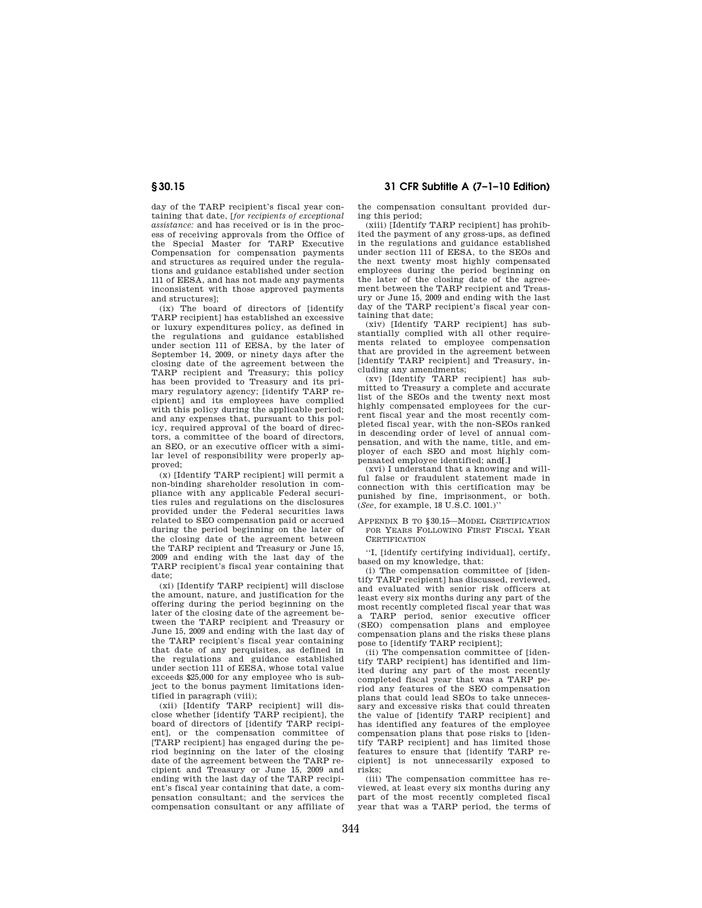day of the TARP recipient's fiscal year containing that date, [*for recipients of exceptional assistance:* and has received or is in the process of receiving approvals from the Office of the Special Master for TARP Executive Compensation for compensation payments and structures as required under the regulations and guidance established under section 111 of EESA, and has not made any payments inconsistent with those approved payments and structures];

(ix) The board of directors of [identify TARP recipient] has established an excessive or luxury expenditures policy, as defined in the regulations and guidance established under section 111 of EESA, by the later of September 14, 2009, or ninety days after the closing date of the agreement between the TARP recipient and Treasury; this policy has been provided to Treasury and its primary regulatory agency; [identify TARP recipient] and its employees have complied with this policy during the applicable period; and any expenses that, pursuant to this policy, required approval of the board of directors, a committee of the board of directors, an SEO, or an executive officer with a similar level of responsibility were properly approved;

(x) [Identify TARP recipient] will permit a non-binding shareholder resolution in compliance with any applicable Federal securities rules and regulations on the disclosures provided under the Federal securities laws related to SEO compensation paid or accrued during the period beginning on the later of the closing date of the agreement between the TARP recipient and Treasury or June 15, 2009 and ending with the last day of the TARP recipient's fiscal year containing that date;

(xi) [Identify TARP recipient] will disclose the amount, nature, and justification for the offering during the period beginning on the later of the closing date of the agreement between the TARP recipient and Treasury or June 15, 2009 and ending with the last day of the TARP recipient's fiscal year containing that date of any perquisites, as defined in the regulations and guidance established under section 111 of EESA, whose total value exceeds $25,000 for any employee who is subject to the bonus payment limitations identified in paragraph (viii);

(xii) [Identify TARP recipient] will disclose whether [identify TARP recipient], the board of directors of [identify TARP recipient], or the compensation committee of [TARP recipient] has engaged during the period beginning on the later of the closing date of the agreement between the TARP recipient and Treasury or June 15, 2009 and ending with the last day of the TARP recipient's fiscal year containing that date, a compensation consultant; and the services the compensation consultant or any affiliate of the compensation consultant provided during this period;

(xiii) [Identify TARP recipient] has prohibited the payment of any gross-ups, as defined in the regulations and guidance established under section 111 of EESA, to the SEOs and the next twenty most highly compensated employees during the period beginning on the later of the closing date of the agreement between the TARP recipient and Treasury or June 15, 2009 and ending with the last day of the TARP recipient's fiscal year containing that date;

(xiv) [Identify TARP recipient] has substantially complied with all other requirements related to employee compensation that are provided in the agreement between [identify TARP recipient] and Treasury, including any amendments;

(xv) [Identify TARP recipient] has submitted to Treasury a complete and accurate list of the SEOs and the twenty next most highly compensated employees for the current fiscal year and the most recently completed fiscal year, with the non-SEOs ranked in descending order of level of annual compensation, and with the name, title, and employer of each SEO and most highly compensated employee identified; and**[.]**

(xvi) I understand that a knowing and willful false or fraudulent statement made in connection with this certification may be punished by fine, imprisonment, or both. (*See*, for example, 18 U.S.C. 1001.)''

APPENDIX B TO §30.15—MODEL CERTIFICATION FOR YEARS FOLLOWING FIRST FISCAL YEAR CERTIFICATION

''I, [identify certifying individual], certify, based on my knowledge, that:

(i) The compensation committee of [identify TARP recipient] has discussed, reviewed, and evaluated with senior risk officers at least every six months during any part of the most recently completed fiscal year that was a TARP period, senior executive officer (SEO) compensation plans and employee compensation plans and the risks these plans pose to [identify TARP recipient];

(ii) The compensation committee of [identify TARP recipient] has identified and limited during any part of the most recently completed fiscal year that was a TARP period any features of the SEO compensation plans that could lead SEOs to take unnecessary and excessive risks that could threaten the value of [identify TARP recipient] and has identified any features of the employee compensation plans that pose risks to [identify TARP recipient] and has limited those features to ensure that [identify TARP recipient] is not unnecessarily exposed to risks;

(iii) The compensation committee has reviewed, at least every six months during any part of the most recently completed fiscal year that was a TARP period, the terms of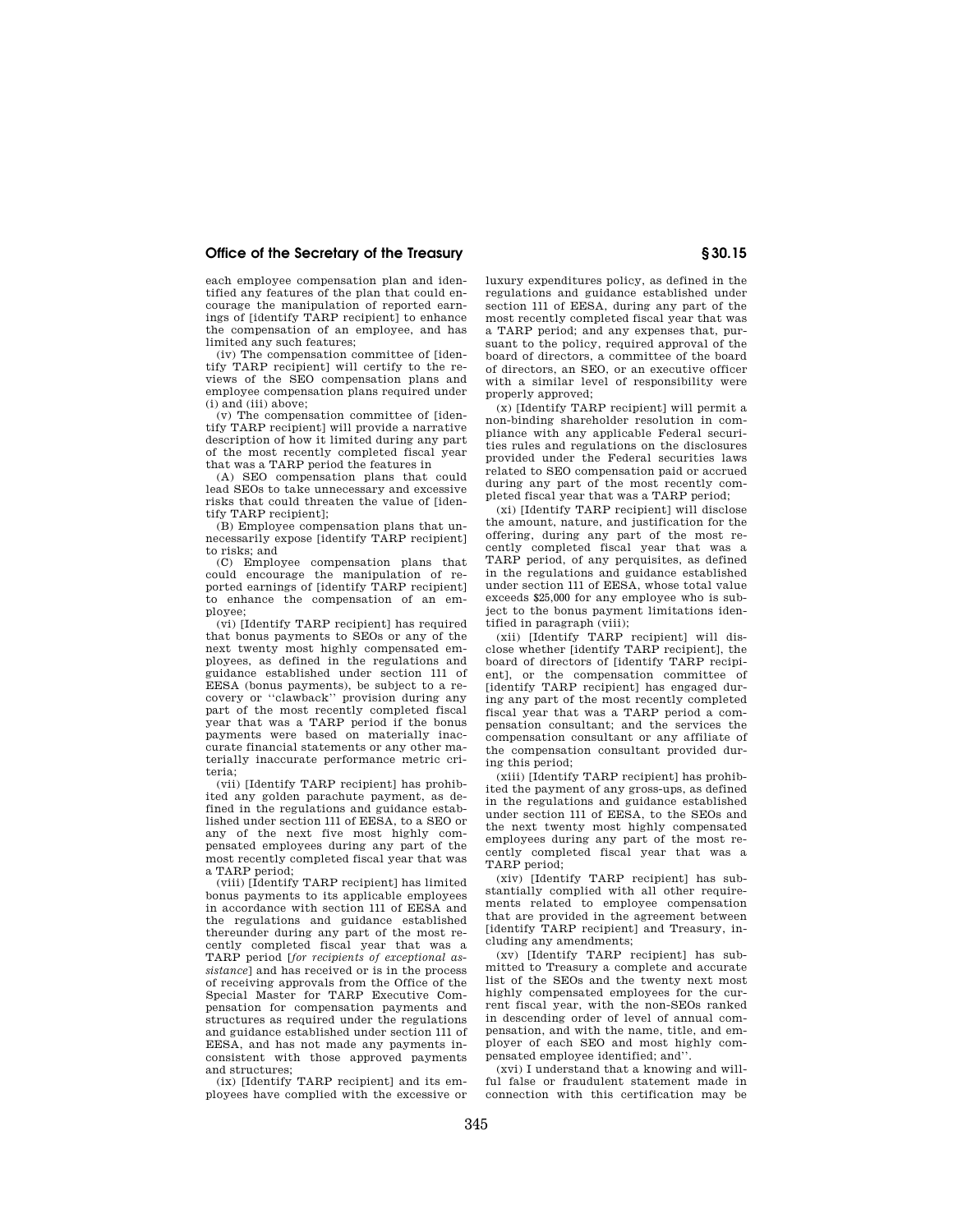each employee compensation plan and identified any features of the plan that could encourage the manipulation of reported earnings of [identify TARP recipient] to enhance the compensation of an employee, and has limited any such features;

(iv) The compensation committee of [identify TARP recipient] will certify to the reviews of the SEO compensation plans and employee compensation plans required under (i) and (iii) above;

(v) The compensation committee of [identify TARP recipient] will provide a narrative description of how it limited during any part of the most recently completed fiscal year that was a TARP period the features in

(A) SEO compensation plans that could lead SEOs to take unnecessary and excessive risks that could threaten the value of [identify TARP recipient];

(B) Employee compensation plans that unnecessarily expose [identify TARP recipient] to risks; and

(C) Employee compensation plans that could encourage the manipulation of reported earnings of [identify TARP recipient] to enhance the compensation of an employee;

(vi) [Identify TARP recipient] has required that bonus payments to SEOs or any of the next twenty most highly compensated employees, as defined in the regulations and guidance established under section 111 of EESA (bonus payments), be subject to a recovery or "clawback" provision during any part of the most recently completed fiscal year that was a TARP period if the bonus payments were based on materially inaccurate financial statements or any other materially inaccurate performance metric criteria;

(vii) [Identify TARP recipient] has prohibited any golden parachute payment, as defined in the regulations and guidance established under section 111 of EESA, to a SEO or any of the next five most highly compensated employees during any part of the most recently completed fiscal year that was a TARP period;

(viii) [Identify TARP recipient] has limited bonus payments to its applicable employees in accordance with section 111 of EESA and the regulations and guidance established thereunder during any part of the most recently completed fiscal year that was a TARP period [*for recipients of exceptional assistance*] and has received or is in the process of receiving approvals from the Office of the Special Master for TARP Executive Compensation for compensation payments and structures as required under the regulations and guidance established under section 111 of EESA, and has not made any payments inconsistent with those approved payments and structures;

(ix) [Identify TARP recipient] and its employees have complied with the excessive or luxury expenditures policy, as defined in the regulations and guidance established under section 111 of EESA, during any part of the most recently completed fiscal year that was a TARP period; and any expenses that, pursuant to the policy, required approval of the board of directors, a committee of the board of directors, an SEO, or an executive officer with a similar level of responsibility were properly approved;

(x) [Identify TARP recipient] will permit a non-binding shareholder resolution in compliance with any applicable Federal securities rules and regulations on the disclosures provided under the Federal securities laws related to SEO compensation paid or accrued during any part of the most recently completed fiscal year that was a TARP period;

(xi) [Identify TARP recipient] will disclose the amount, nature, and justification for the offering, during any part of the most recently completed fiscal year that was a TARP period, of any perquisites, as defined in the regulations and guidance established under section 111 of EESA, whose total value exceeds $25,000 for any employee who is subject to the bonus payment limitations identified in paragraph (viii);

(xii) [Identify TARP recipient] will disclose whether [identify TARP recipient], the board of directors of [identify TARP recipient], or the compensation committee of [identify TARP recipient] has engaged during any part of the most recently completed fiscal year that was a TARP period a compensation consultant; and the services the compensation consultant or any affiliate of the compensation consultant provided during this period;

(xiii) [Identify TARP recipient] has prohibited the payment of any gross-ups, as defined in the regulations and guidance established under section 111 of EESA, to the SEOs and the next twenty most highly compensated employees during any part of the most recently completed fiscal year that was a TARP period;

(xiv) [Identify TARP recipient] has substantially complied with all other requirements related to employee compensation that are provided in the agreement between [identify TARP recipient] and Treasury, including any amendments;

(xv) [Identify TARP recipient] has submitted to Treasury a complete and accurate list of the SEOs and the twenty next most highly compensated employees for the current fiscal year, with the non-SEOs ranked in descending order of level of annual compensation, and with the name, title, and employer of each SEO and most highly compensated employee identified; and".

(xvi) I understand that a knowing and willful false or fraudulent statement made in connection with this certification may be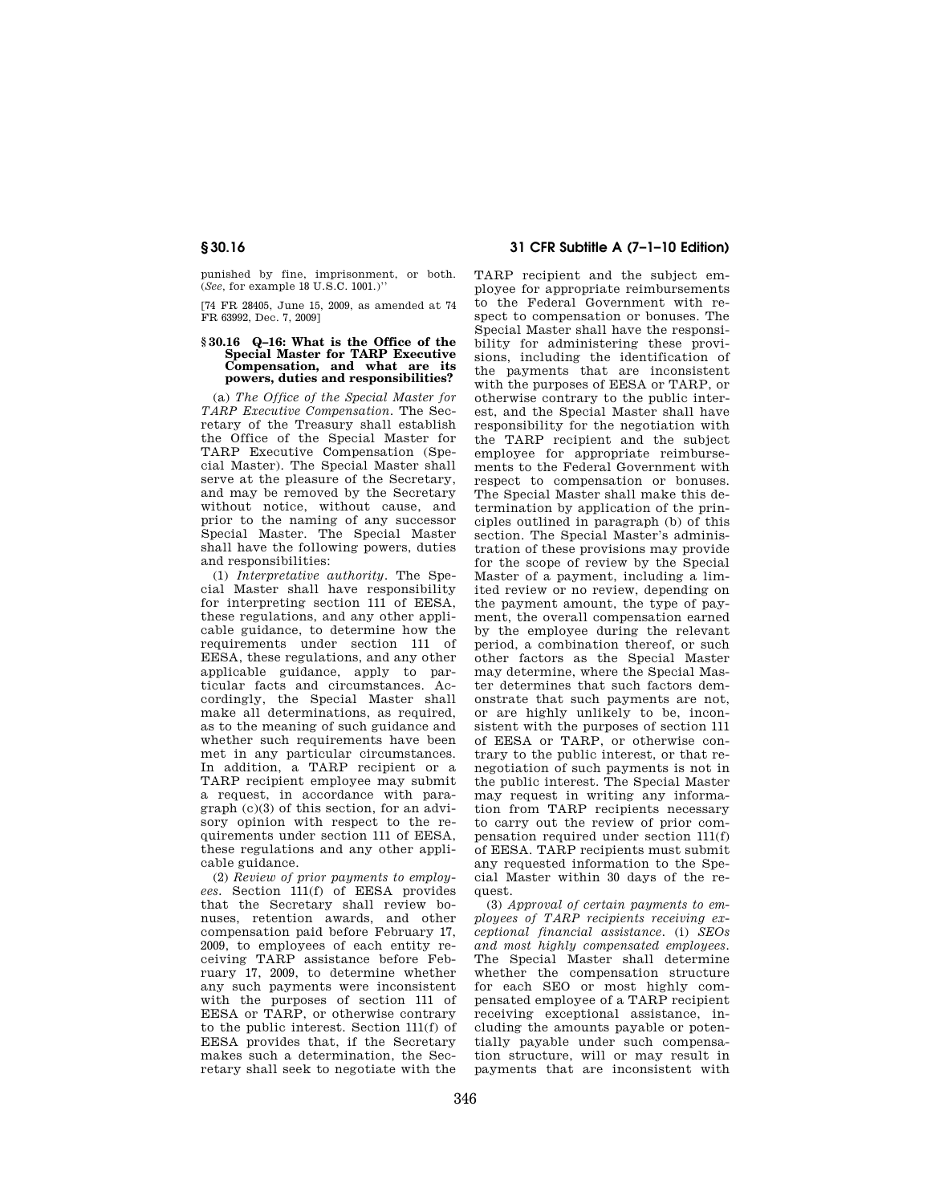punished by fine, imprisonment, or both. (*See*, for example 18 U.S.C. 1001.)''

[74 FR 28405, June 15, 2009, as amended at 74 FR 63992, Dec. 7, 2009]

### § 30.16 Q–16: What is the Office of the Special Master for TARP Executive Compensation, and what are its powers, duties and responsibilities?

(a) *The Office of the Special Master for TARP Executive Compensation.* The Secretary of the Treasury shall establish the Office of the Special Master for TARP Executive Compensation (Special Master). The Special Master shall serve at the pleasure of the Secretary, and may be removed by the Secretary without notice, without cause, and prior to the naming of any successor Special Master. The Special Master shall have the following powers, duties and responsibilities:

(1) *Interpretative authority.* The Special Master shall have responsibility for interpreting section 111 of EESA, these regulations, and any other applicable guidance, to determine how the requirements under section 111 of EESA, these regulations, and any other applicable guidance, apply to particular facts and circumstances. Accordingly, the Special Master shall make all determinations, as required, as to the meaning of such guidance and whether such requirements have been met in any particular circumstances. In addition, a TARP recipient or a TARP recipient employee may submit a request, in accordance with paragraph (c)(3) of this section, for an advisory opinion with respect to the requirements under section 111 of EESA, these regulations and any other applicable guidance.

(2) *Review of prior payments to employees.* Section 111(f) of EESA provides that the Secretary shall review bonuses, retention awards, and other compensation paid before February 17, 2009, to employees of each entity receiving TARP assistance before February 17, 2009, to determine whether any such payments were inconsistent with the purposes of section 111 of EESA or TARP, or otherwise contrary to the public interest. Section 111(f) of EESA provides that, if the Secretary makes such a determination, the Secretary shall seek to negotiate with the TARP recipient and the subject employee for appropriate reimbursements to the Federal Government with respect to compensation or bonuses. The Special Master shall have the responsibility for administering these provisions, including the identification of the payments that are inconsistent with the purposes of EESA or TARP, or otherwise contrary to the public interest, and the Special Master shall have responsibility for the negotiation with the TARP recipient and the subject employee for appropriate reimbursements to the Federal Government with respect to compensation or bonuses. The Special Master shall make this determination by application of the principles outlined in paragraph (b) of this section. The Special Master's administration of these provisions may provide for the scope of review by the Special Master of a payment, including a limited review or no review, depending on the payment amount, the type of payment, the overall compensation earned by the employee during the relevant period, a combination thereof, or such other factors as the Special Master may determine, where the Special Master determines that such factors demonstrate that such payments are not, or are highly unlikely to be, inconsistent with the purposes of section 111 of EESA or TARP, or otherwise contrary to the public interest, or that renegotiation of such payments is not in the public interest. The Special Master may request in writing any information from TARP recipients necessary to carry out the review of prior compensation required under section 111(f) of EESA. TARP recipients must submit any requested information to the Special Master within 30 days of the request.

(3) *Approval of certain payments to employees of TARP recipients receiving exceptional financial assistance.* (i) *SEOs and most highly compensated employees.* The Special Master shall determine whether the compensation structure for each SEO or most highly compensated employee of a TARP recipient receiving exceptional assistance, including the amounts payable or potentially payable under such compensation structure, will or may result in payments that are inconsistent with